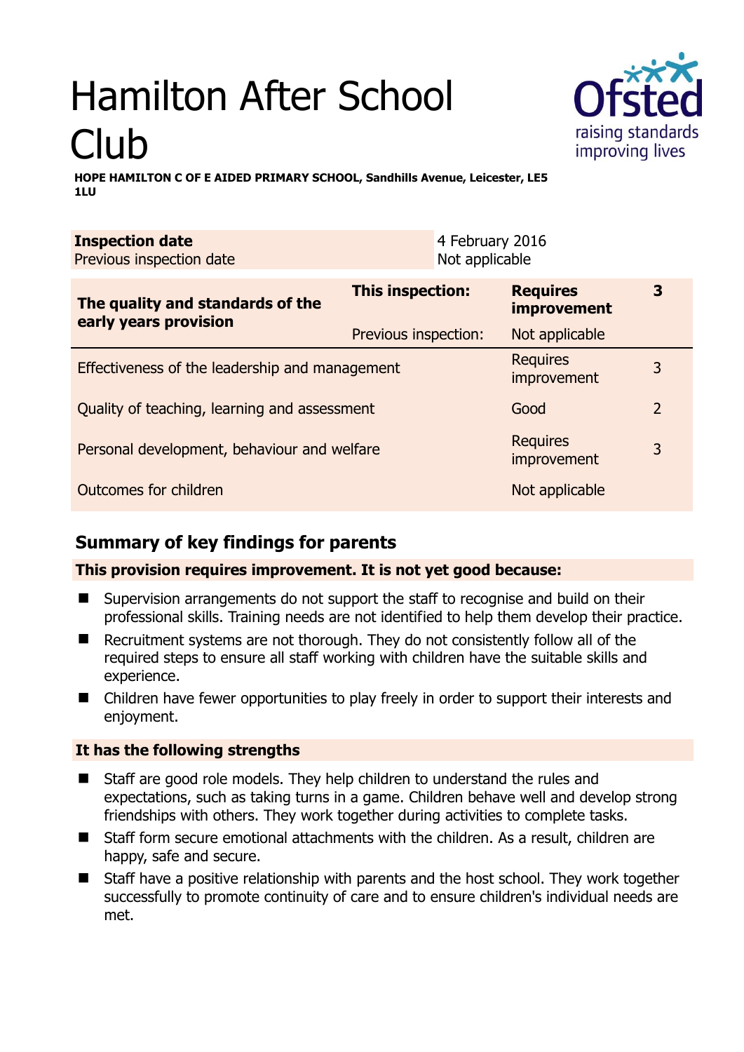# Hamilton After School Club

**HOPE HAMILTON C OF E AIDED PRIMARY SCHOOL, Sandhills Avenue, Leicester, LE5 1LU**

| **Inspection date** | 4 February 2016 |
|---|---|
| Previous inspection date | Not applicable |

| **The quality and standards of the early years provision** | **This inspection:** | **Requires improvement** | **3** |
|---|---|---|---|
| | Previous inspection: | Not applicable | |
| Effectiveness of the leadership and management | | Requires improvement | 3 |
| Quality of teaching, learning and assessment | | Good | 2 |
| Personal development, behaviour and welfare | | Requires improvement | 3 |
| Outcomes for children | | Not applicable | |

## Summary of key findings for parents

**This provision requires improvement. It is not yet good because:**

- Supervision arrangements do not support the staff to recognise and build on their professional skills. Training needs are not identified to help them develop their practice.
- Recruitment systems are not thorough. They do not consistently follow all of the required steps to ensure all staff working with children have the suitable skills and experience.
- Children have fewer opportunities to play freely in order to support their interests and enjoyment.

**It has the following strengths**

- Staff are good role models. They help children to understand the rules and expectations, such as taking turns in a game. Children behave well and develop strong friendships with others. They work together during activities to complete tasks.
- Staff form secure emotional attachments with the children. As a result, children are happy, safe and secure.
- Staff have a positive relationship with parents and the host school. They work together successfully to promote continuity of care and to ensure children's individual needs are met.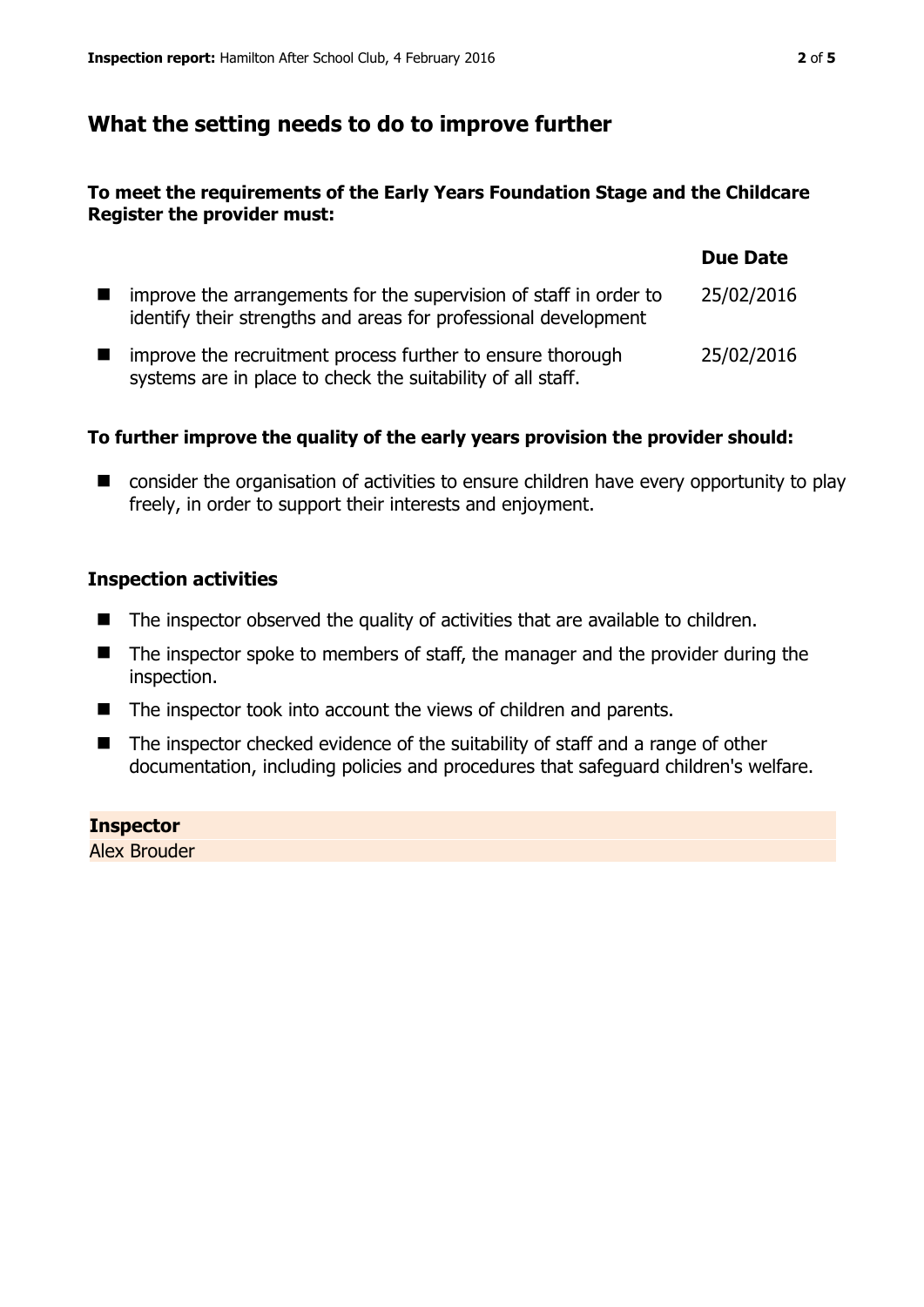## What the setting needs to do to improve further

**To meet the requirements of the Early Years Foundation Stage and the Childcare Register the provider must:**

| | Due Date |
|---|---|
| improve the arrangements for the supervision of staff in order to identify their strengths and areas for professional development | 25/02/2016 |
| improve the recruitment process further to ensure thorough systems are in place to check the suitability of all staff. | 25/02/2016 |

**To further improve the quality of the early years provision the provider should:**

- consider the organisation of activities to ensure children have every opportunity to play freely, in order to support their interests and enjoyment.

### Inspection activities

- The inspector observed the quality of activities that are available to children.
- The inspector spoke to members of staff, the manager and the provider during the inspection.
- The inspector took into account the views of children and parents.
- The inspector checked evidence of the suitability of staff and a range of other documentation, including policies and procedures that safeguard children's welfare.

**Inspector**

Alex Brouder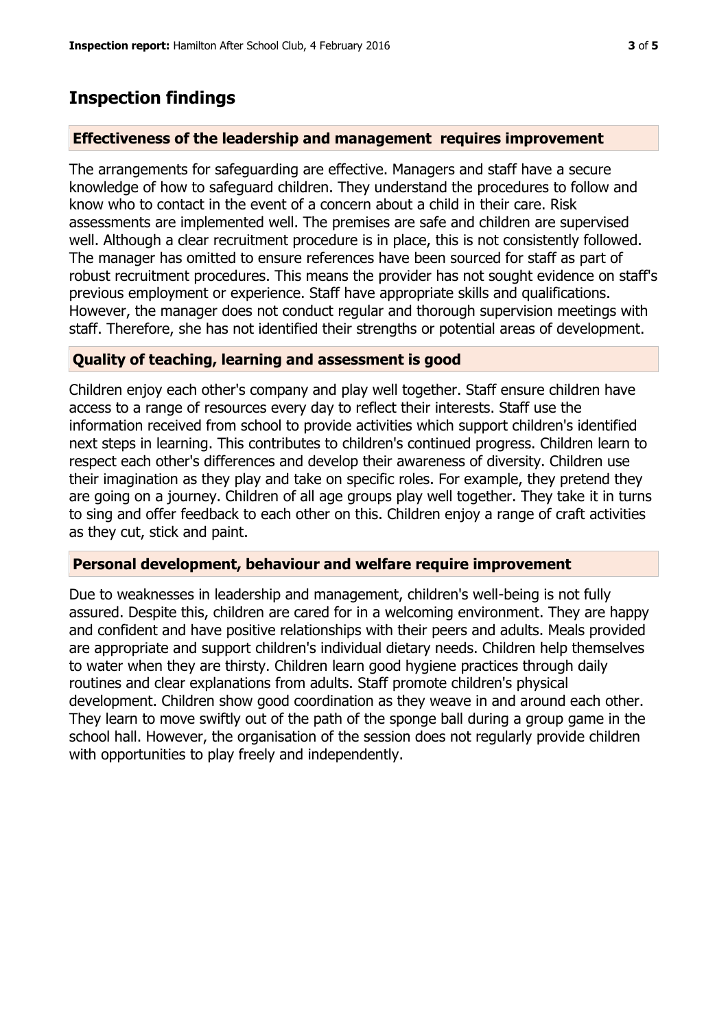## Inspection findings

### Effectiveness of the leadership and management requires improvement

The arrangements for safeguarding are effective. Managers and staff have a secure knowledge of how to safeguard children. They understand the procedures to follow and know who to contact in the event of a concern about a child in their care. Risk assessments are implemented well. The premises are safe and children are supervised well. Although a clear recruitment procedure is in place, this is not consistently followed. The manager has omitted to ensure references have been sourced for staff as part of robust recruitment procedures. This means the provider has not sought evidence on staff's previous employment or experience. Staff have appropriate skills and qualifications. However, the manager does not conduct regular and thorough supervision meetings with staff. Therefore, she has not identified their strengths or potential areas of development.

### Quality of teaching, learning and assessment is good

Children enjoy each other's company and play well together. Staff ensure children have access to a range of resources every day to reflect their interests. Staff use the information received from school to provide activities which support children's identified next steps in learning. This contributes to children's continued progress. Children learn to respect each other's differences and develop their awareness of diversity. Children use their imagination as they play and take on specific roles. For example, they pretend they are going on a journey. Children of all age groups play well together. They take it in turns to sing and offer feedback to each other on this. Children enjoy a range of craft activities as they cut, stick and paint.

### Personal development, behaviour and welfare require improvement

Due to weaknesses in leadership and management, children's well-being is not fully assured. Despite this, children are cared for in a welcoming environment. They are happy and confident and have positive relationships with their peers and adults. Meals provided are appropriate and support children's individual dietary needs. Children help themselves to water when they are thirsty. Children learn good hygiene practices through daily routines and clear explanations from adults. Staff promote children's physical development. Children show good coordination as they weave in and around each other. They learn to move swiftly out of the path of the sponge ball during a group game in the school hall. However, the organisation of the session does not regularly provide children with opportunities to play freely and independently.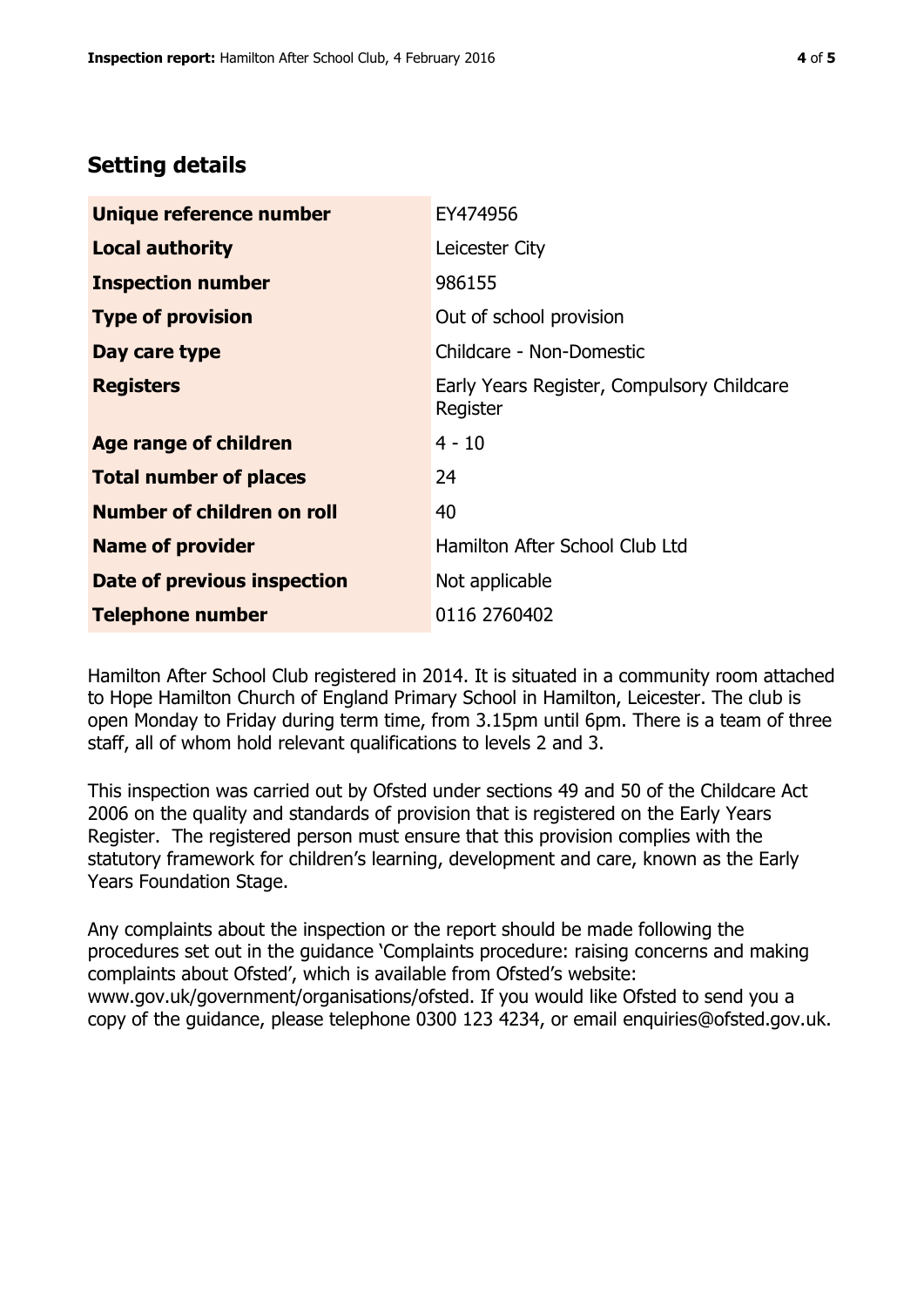## Setting details

| | |
|---|---|
| **Unique reference number** | EY474956 |
| **Local authority** | Leicester City |
| **Inspection number** | 986155 |
| **Type of provision** | Out of school provision |
| **Day care type** | Childcare - Non-Domestic |
| **Registers** | Early Years Register, Compulsory Childcare Register |
| **Age range of children** | 4 - 10 |
| **Total number of places** | 24 |
| **Number of children on roll** | 40 |
| **Name of provider** | Hamilton After School Club Ltd |
| **Date of previous inspection** | Not applicable |
| **Telephone number** | 0116 2760402 |

Hamilton After School Club registered in 2014. It is situated in a community room attached to Hope Hamilton Church of England Primary School in Hamilton, Leicester. The club is open Monday to Friday during term time, from 3.15pm until 6pm. There is a team of three staff, all of whom hold relevant qualifications to levels 2 and 3.

This inspection was carried out by Ofsted under sections 49 and 50 of the Childcare Act 2006 on the quality and standards of provision that is registered on the Early Years Register. The registered person must ensure that this provision complies with the statutory framework for children's learning, development and care, known as the Early Years Foundation Stage.

Any complaints about the inspection or the report should be made following the procedures set out in the guidance 'Complaints procedure: raising concerns and making complaints about Ofsted', which is available from Ofsted's website: www.gov.uk/government/organisations/ofsted. If you would like Ofsted to send you a copy of the guidance, please telephone 0300 123 4234, or email enquiries@ofsted.gov.uk.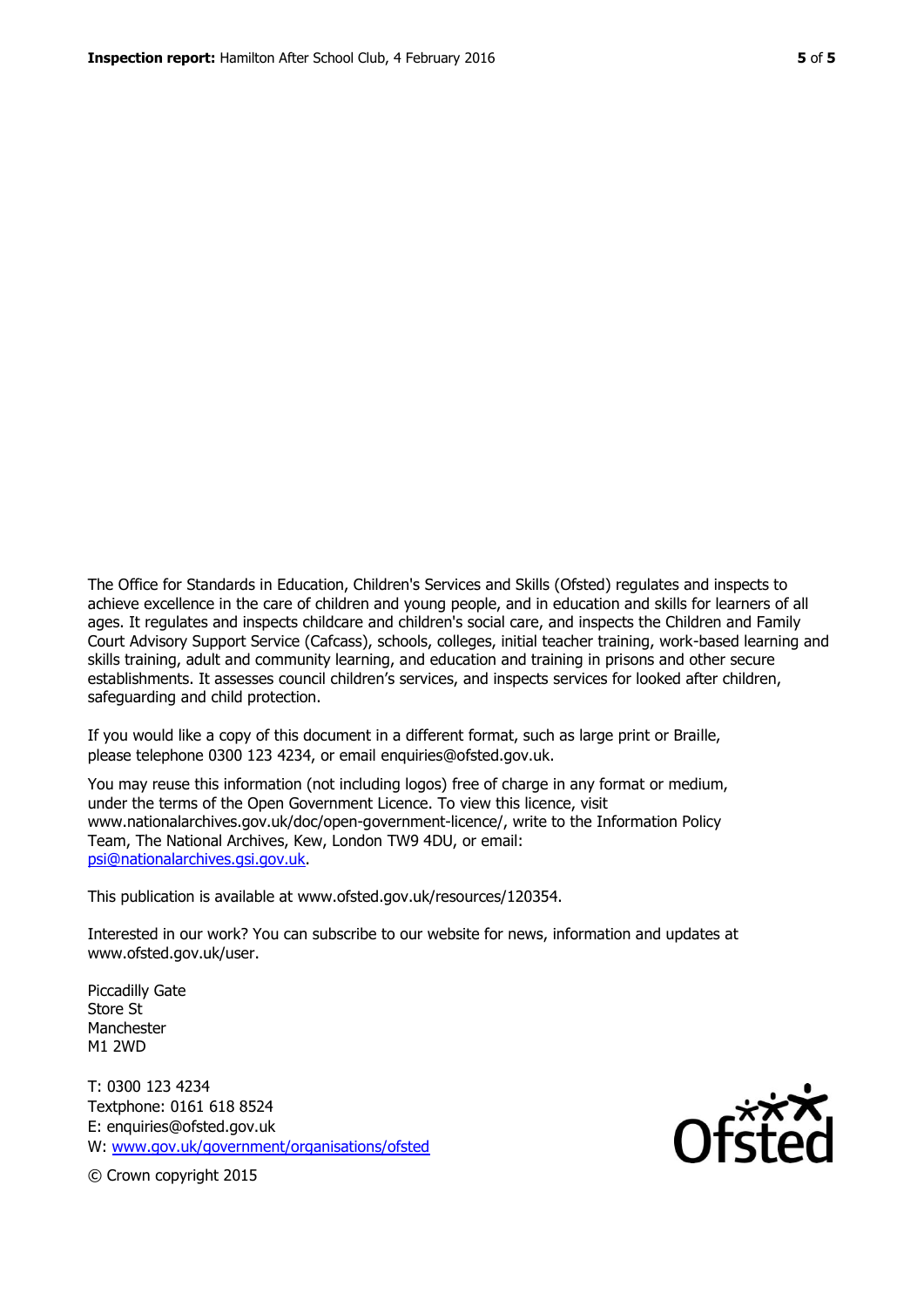The Office for Standards in Education, Children's Services and Skills (Ofsted) regulates and inspects to achieve excellence in the care of children and young people, and in education and skills for learners of all ages. It regulates and inspects childcare and children's social care, and inspects the Children and Family Court Advisory Support Service (Cafcass), schools, colleges, initial teacher training, work-based learning and skills training, adult and community learning, and education and training in prisons and other secure establishments. It assesses council children's services, and inspects services for looked after children, safeguarding and child protection.

If you would like a copy of this document in a different format, such as large print or Braille, please telephone 0300 123 4234, or email enquiries@ofsted.gov.uk.

You may reuse this information (not including logos) free of charge in any format or medium, under the terms of the Open Government Licence. To view this licence, visit www.nationalarchives.gov.uk/doc/open-government-licence/, write to the Information Policy Team, The National Archives, Kew, London TW9 4DU, or email: psi@nationalarchives.gsi.gov.uk.

This publication is available at www.ofsted.gov.uk/resources/120354.

Interested in our work? You can subscribe to our website for news, information and updates at www.ofsted.gov.uk/user.

Piccadilly Gate
Store St
Manchester
M1 2WD

T: 0300 123 4234
Textphone: 0161 618 8524
E: enquiries@ofsted.gov.uk
W: www.gov.uk/government/organisations/ofsted

© Crown copyright 2015